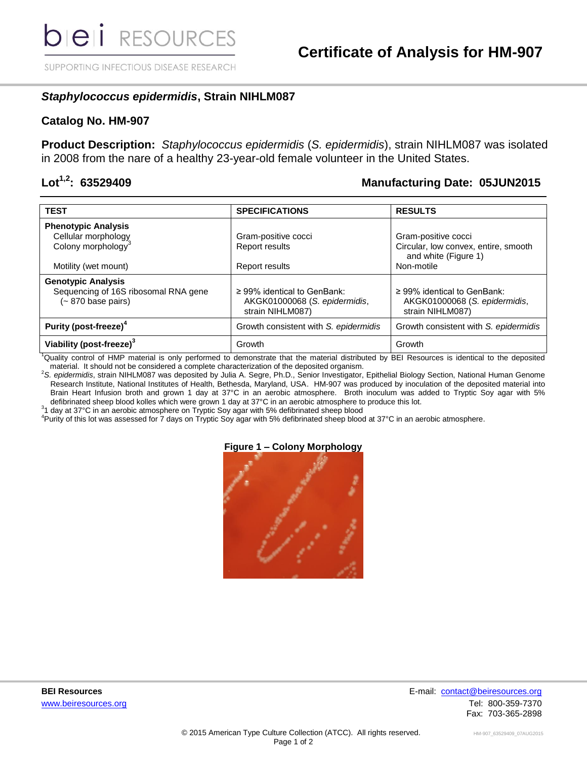# Certificate of Analysis for HM-907

## *Staphylococcus epidermidis*, Strain NIHLM087

## Catalog No. HM-907

**Product Description:** *Staphylococcus epidermidis* (*S. epidermidis*), strain NIHLM087 was isolated in 2008 from the nare of a healthy 23-year-old female volunteer in the United States.

**Lot[1,2]: 63529409** **Manufacturing Date: 05JUN2015**

| TEST | SPECIFICATIONS | RESULTS |
|---|---|---|
| **Phenotypic Analysis** | | |
| Cellular morphology | Gram-positive cocci | Gram-positive cocci |
| Colony morphology[3] | Report results | Circular, low convex, entire, smooth and white (Figure 1) |
| Motility (wet mount) | Report results | Non-motile |
| **Genotypic Analysis** | | |
| Sequencing of 16S ribosomal RNA gene (~ 870 base pairs) | ≥ 99% identical to GenBank: AKGK01000068 (*S. epidermidis*, strain NIHLM087) | ≥ 99% identical to GenBank: AKGK01000068 (*S. epidermidis*, strain NIHLM087) |
| **Purity (post-freeze)[4]** | Growth consistent with *S. epidermidis* | Growth consistent with *S. epidermidis* |
| **Viability (post-freeze)[3]** | Growth | Growth |

[1]Quality control of HMP material is only performed to demonstrate that the material distributed by BEI Resources is identical to the deposited material. It should not be considered a complete characterization of the deposited organism.

[2]*S. epidermidis*, strain NIHLM087 was deposited by Julia A. Segre, Ph.D., Senior Investigator, Epithelial Biology Section, National Human Genome Research Institute, National Institutes of Health, Bethesda, Maryland, USA. HM-907 was produced by inoculation of the deposited material into Brain Heart Infusion broth and grown 1 day at 37°C in an aerobic atmosphere. Broth inoculum was added to Tryptic Soy agar with 5% defibrinated sheep blood kolles which were grown 1 day at 37°C in an aerobic atmosphere to produce this lot.

[3]1 day at 37°C in an aerobic atmosphere on Tryptic Soy agar with 5% defibrinated sheep blood

[4]Purity of this lot was assessed for 7 days on Tryptic Soy agar with 5% defibrinated sheep blood at 37°C in an aerobic atmosphere.

**Figure 1 – Colony Morphology**

**BEI Resources**
www.beiresources.org

E-mail: contact@beiresources.org
Tel: 800-359-7370
Fax: 703-365-2898

© 2015 American Type Culture Collection (ATCC). All rights reserved.

HM-907_63529409_07AUG2015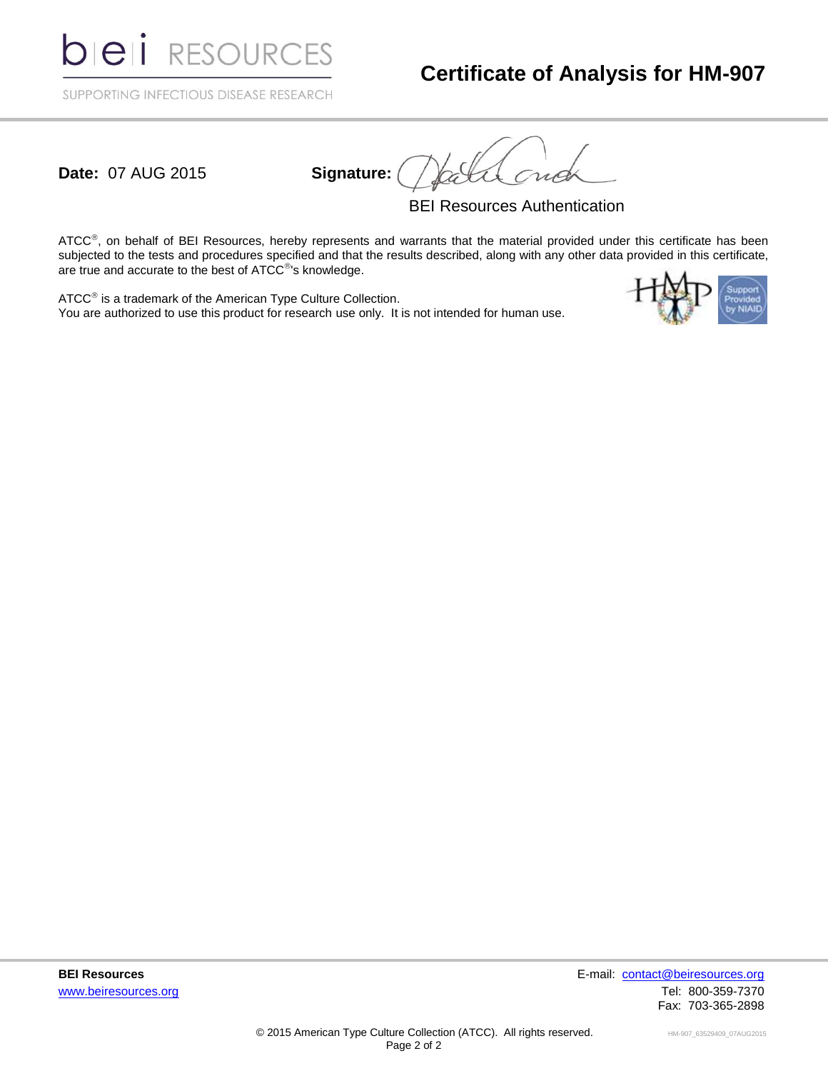# Certificate of Analysis for HM-907

**Date:** 07 AUG 2015 **Signature:**

BEI Resources Authentication

ATCC®, on behalf of BEI Resources, hereby represents and warrants that the material provided under this certificate has been subjected to the tests and procedures specified and that the results described, along with any other data provided in this certificate, are true and accurate to the best of ATCC®'s knowledge.

ATCC® is a trademark of the American Type Culture Collection.
You are authorized to use this product for research use only. It is not intended for human use.

**BEI Resources**
www.beiresources.org

E-mail: contact@beiresources.org
Tel: 800-359-7370
Fax: 703-365-2898

© 2015 American Type Culture Collection (ATCC). All rights reserved.